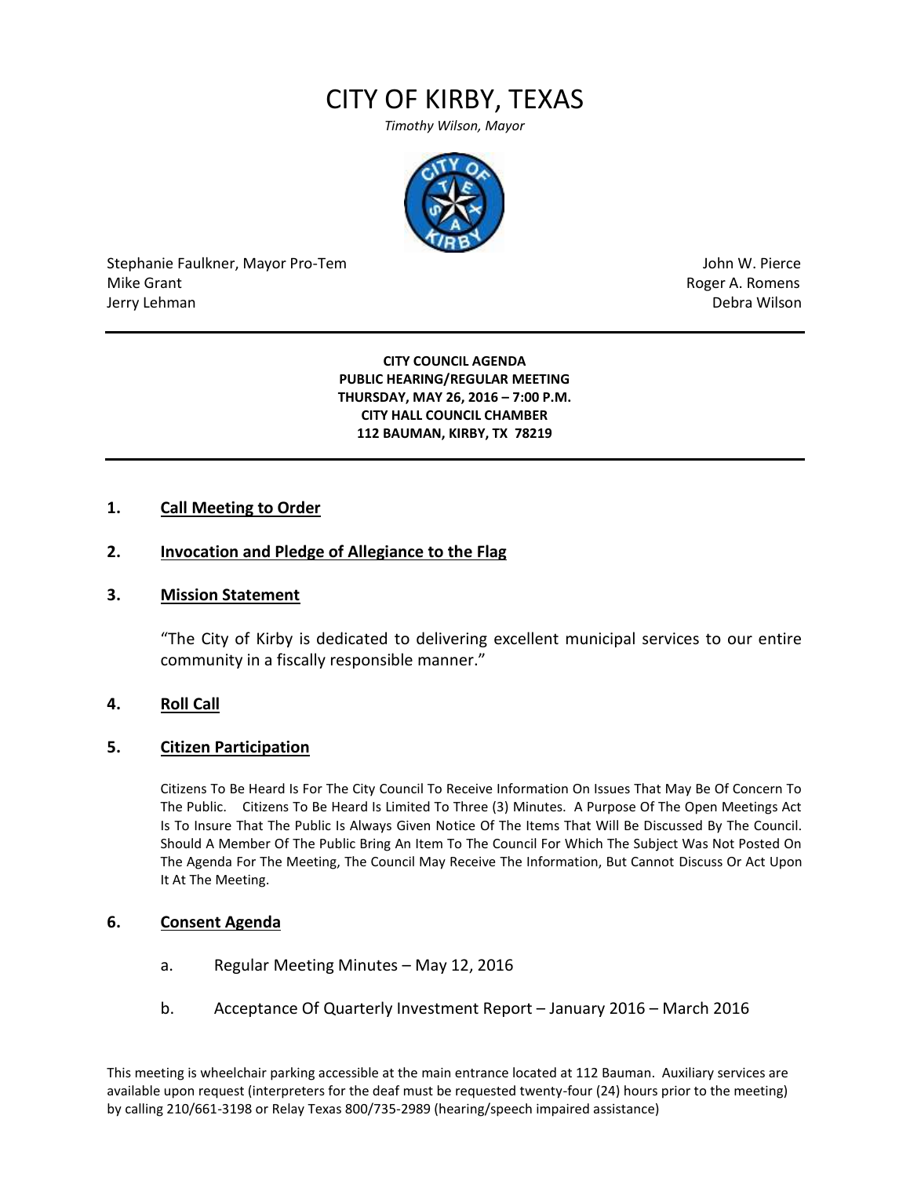# CITY OF KIRBY, TEXAS

*Timothy Wilson, Mayor*

Stephanie Faulkner, Mayor Pro-Tem
Mike Grant
Jerry Lehman

John W. Pierce
Roger A. Romens
Debra Wilson

---

**CITY COUNCIL AGENDA**
**PUBLIC HEARING/REGULAR MEETING**
**THURSDAY, MAY 26, 2016 – 7:00 P.M.**
**CITY HALL COUNCIL CHAMBER**
**112 BAUMAN, KIRBY, TX 78219**

---

**1. Call Meeting to Order**

**2. Invocation and Pledge of Allegiance to the Flag**

**3. Mission Statement**

"The City of Kirby is dedicated to delivering excellent municipal services to our entire community in a fiscally responsible manner."

**4. Roll Call**

**5. Citizen Participation**

Citizens To Be Heard Is For The City Council To Receive Information On Issues That May Be Of Concern To The Public. Citizens To Be Heard Is Limited To Three (3) Minutes. A Purpose Of The Open Meetings Act Is To Insure That The Public Is Always Given Notice Of The Items That Will Be Discussed By The Council. Should A Member Of The Public Bring An Item To The Council For Which The Subject Was Not Posted On The Agenda For The Meeting, The Council May Receive The Information, But Cannot Discuss Or Act Upon It At The Meeting.

**6. Consent Agenda**

a. Regular Meeting Minutes – May 12, 2016

b. Acceptance Of Quarterly Investment Report – January 2016 – March 2016

This meeting is wheelchair parking accessible at the main entrance located at 112 Bauman. Auxiliary services are available upon request (interpreters for the deaf must be requested twenty-four (24) hours prior to the meeting) by calling 210/661-3198 or Relay Texas 800/735-2989 (hearing/speech impaired assistance)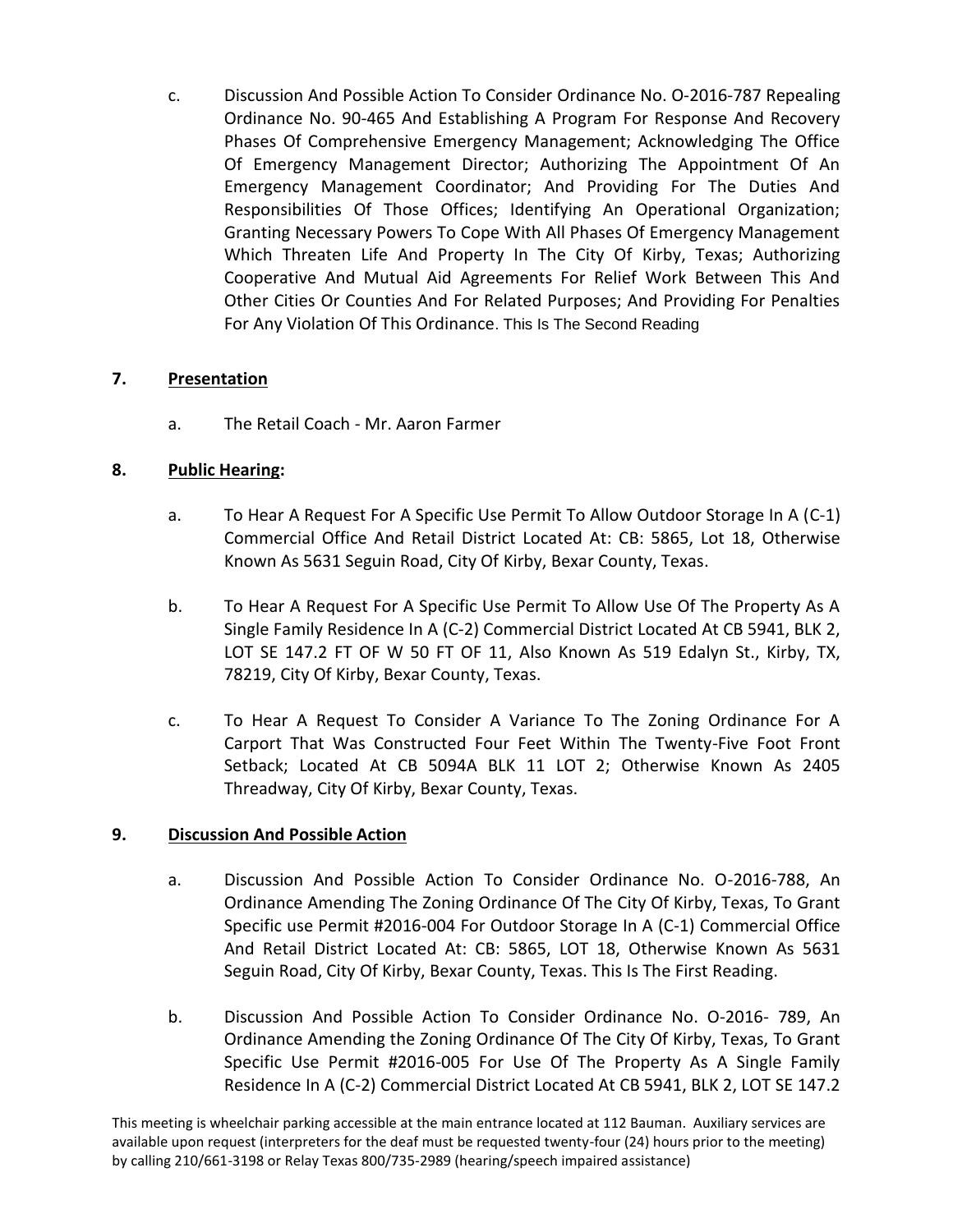c. Discussion And Possible Action To Consider Ordinance No. O-2016-787 Repealing Ordinance No. 90-465 And Establishing A Program For Response And Recovery Phases Of Comprehensive Emergency Management; Acknowledging The Office Of Emergency Management Director; Authorizing The Appointment Of An Emergency Management Coordinator; And Providing For The Duties And Responsibilities Of Those Offices; Identifying An Operational Organization; Granting Necessary Powers To Cope With All Phases Of Emergency Management Which Threaten Life And Property In The City Of Kirby, Texas; Authorizing Cooperative And Mutual Aid Agreements For Relief Work Between This And Other Cities Or Counties And For Related Purposes; And Providing For Penalties For Any Violation Of This Ordinance. This Is The Second Reading

**7. Presentation**

a. The Retail Coach - Mr. Aaron Farmer

**8. Public Hearing:**

a. To Hear A Request For A Specific Use Permit To Allow Outdoor Storage In A (C-1) Commercial Office And Retail District Located At: CB: 5865, Lot 18, Otherwise Known As 5631 Seguin Road, City Of Kirby, Bexar County, Texas.

b. To Hear A Request For A Specific Use Permit To Allow Use Of The Property As A Single Family Residence In A (C-2) Commercial District Located At CB 5941, BLK 2, LOT SE 147.2 FT OF W 50 FT OF 11, Also Known As 519 Edalyn St., Kirby, TX, 78219, City Of Kirby, Bexar County, Texas.

c. To Hear A Request To Consider A Variance To The Zoning Ordinance For A Carport That Was Constructed Four Feet Within The Twenty-Five Foot Front Setback; Located At CB 5094A BLK 11 LOT 2; Otherwise Known As 2405 Threadway, City Of Kirby, Bexar County, Texas.

**9. Discussion And Possible Action**

a. Discussion And Possible Action To Consider Ordinance No. O-2016-788, An Ordinance Amending The Zoning Ordinance Of The City Of Kirby, Texas, To Grant Specific use Permit #2016-004 For Outdoor Storage In A (C-1) Commercial Office And Retail District Located At: CB: 5865, LOT 18, Otherwise Known As 5631 Seguin Road, City Of Kirby, Bexar County, Texas. This Is The First Reading.

b. Discussion And Possible Action To Consider Ordinance No. O-2016- 789, An Ordinance Amending the Zoning Ordinance Of The City Of Kirby, Texas, To Grant Specific Use Permit #2016-005 For Use Of The Property As A Single Family Residence In A (C-2) Commercial District Located At CB 5941, BLK 2, LOT SE 147.2

This meeting is wheelchair parking accessible at the main entrance located at 112 Bauman. Auxiliary services are available upon request (interpreters for the deaf must be requested twenty-four (24) hours prior to the meeting) by calling 210/661-3198 or Relay Texas 800/735-2989 (hearing/speech impaired assistance)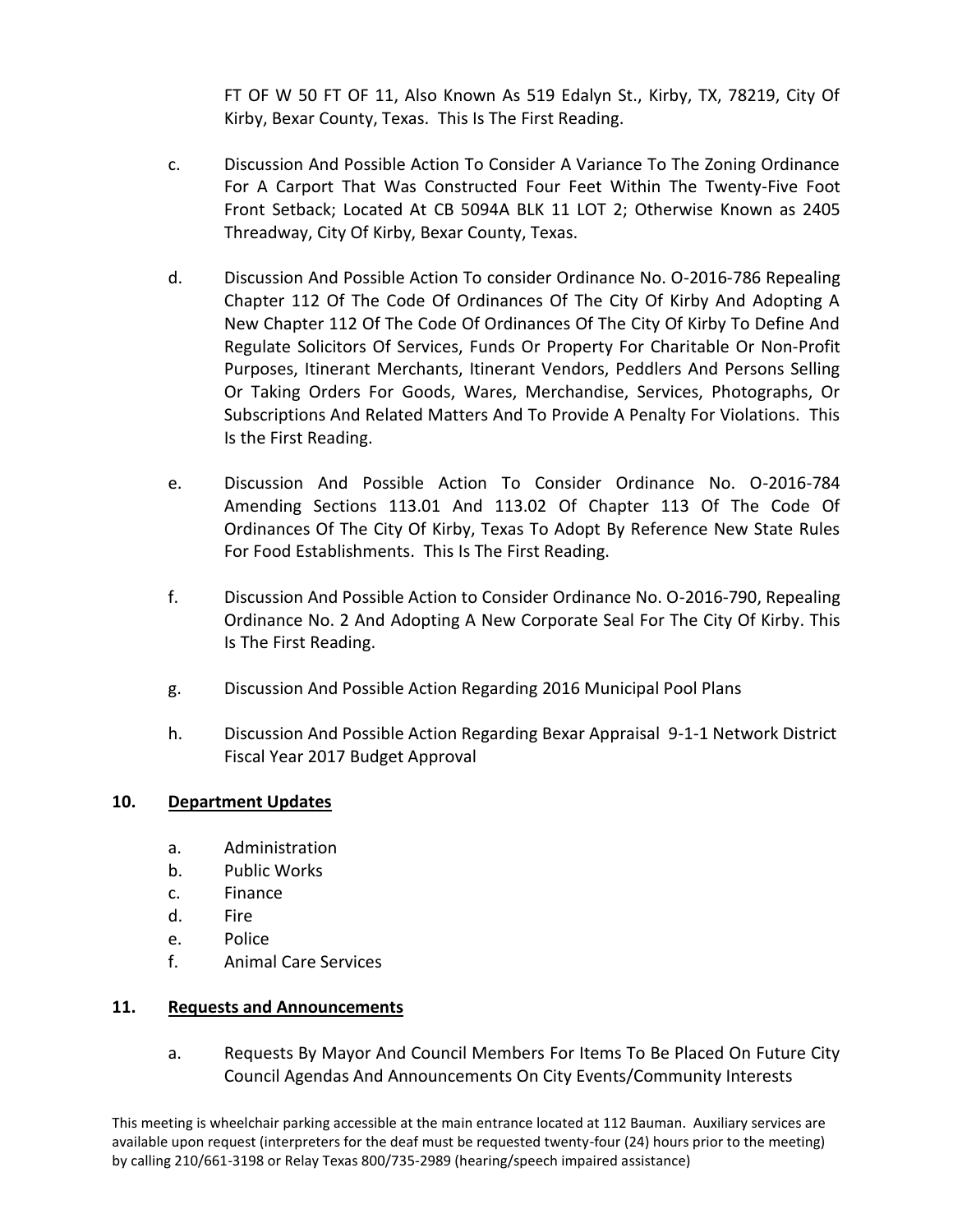FT OF W 50 FT OF 11, Also Known As 519 Edalyn St., Kirby, TX, 78219, City Of Kirby, Bexar County, Texas. This Is The First Reading.

c. Discussion And Possible Action To Consider A Variance To The Zoning Ordinance For A Carport That Was Constructed Four Feet Within The Twenty-Five Foot Front Setback; Located At CB 5094A BLK 11 LOT 2; Otherwise Known as 2405 Threadway, City Of Kirby, Bexar County, Texas.

d. Discussion And Possible Action To consider Ordinance No. O-2016-786 Repealing Chapter 112 Of The Code Of Ordinances Of The City Of Kirby And Adopting A New Chapter 112 Of The Code Of Ordinances Of The City Of Kirby To Define And Regulate Solicitors Of Services, Funds Or Property For Charitable Or Non-Profit Purposes, Itinerant Merchants, Itinerant Vendors, Peddlers And Persons Selling Or Taking Orders For Goods, Wares, Merchandise, Services, Photographs, Or Subscriptions And Related Matters And To Provide A Penalty For Violations. This Is the First Reading.

e. Discussion And Possible Action To Consider Ordinance No. O-2016-784 Amending Sections 113.01 And 113.02 Of Chapter 113 Of The Code Of Ordinances Of The City Of Kirby, Texas To Adopt By Reference New State Rules For Food Establishments. This Is The First Reading.

f. Discussion And Possible Action to Consider Ordinance No. O-2016-790, Repealing Ordinance No. 2 And Adopting A New Corporate Seal For The City Of Kirby. This Is The First Reading.

g. Discussion And Possible Action Regarding 2016 Municipal Pool Plans

h. Discussion And Possible Action Regarding Bexar Appraisal 9-1-1 Network District Fiscal Year 2017 Budget Approval

## 10. Department Updates

a. Administration
b. Public Works
c. Finance
d. Fire
e. Police
f. Animal Care Services

## 11. Requests and Announcements

a. Requests By Mayor And Council Members For Items To Be Placed On Future City Council Agendas And Announcements On City Events/Community Interests

This meeting is wheelchair parking accessible at the main entrance located at 112 Bauman. Auxiliary services are available upon request (interpreters for the deaf must be requested twenty-four (24) hours prior to the meeting) by calling 210/661-3198 or Relay Texas 800/735-2989 (hearing/speech impaired assistance)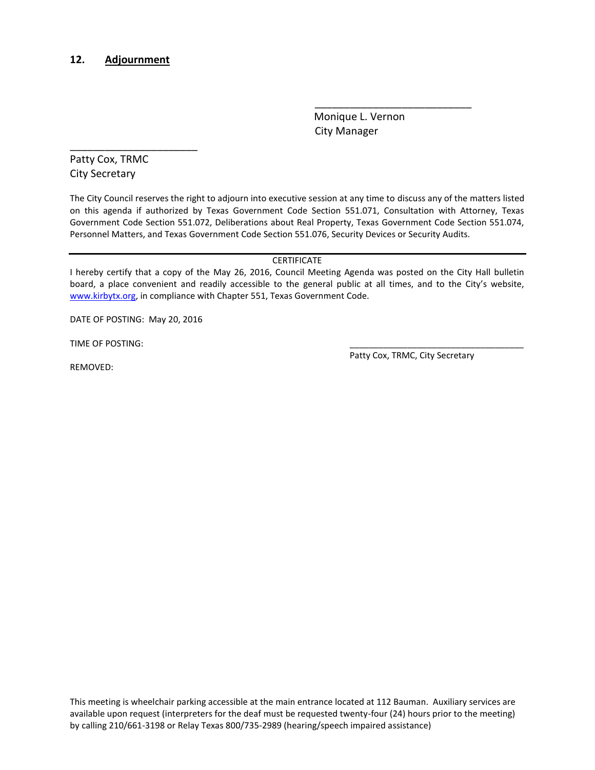## 12. Adjournment

\_\_\_\_\_\_\_\_\_\_\_\_\_\_\_\_\_\_\_\_\_\_\_\_\_\_\_\_

Monique L. Vernon
City Manager

\_\_\_\_\_\_\_\_\_\_\_\_\_\_\_\_\_\_\_\_\_\_\_\_

Patty Cox, TRMC
City Secretary

The City Council reserves the right to adjourn into executive session at any time to discuss any of the matters listed on this agenda if authorized by Texas Government Code Section 551.071, Consultation with Attorney, Texas Government Code Section 551.072, Deliberations about Real Property, Texas Government Code Section 551.074, Personnel Matters, and Texas Government Code Section 551.076, Security Devices or Security Audits.

---

CERTIFICATE

I hereby certify that a copy of the May 26, 2016, Council Meeting Agenda was posted on the City Hall bulletin board, a place convenient and readily accessible to the general public at all times, and to the City's website, www.kirbytx.org, in compliance with Chapter 551, Texas Government Code.

DATE OF POSTING: May 20, 2016

TIME OF POSTING:

\_\_\_\_\_\_\_\_\_\_\_\_\_\_\_\_\_\_\_\_\_\_\_\_\_\_\_\_\_\_\_\_\_\_\_\_

Patty Cox, TRMC, City Secretary

REMOVED:

This meeting is wheelchair parking accessible at the main entrance located at 112 Bauman. Auxiliary services are available upon request (interpreters for the deaf must be requested twenty-four (24) hours prior to the meeting) by calling 210/661-3198 or Relay Texas 800/735-2989 (hearing/speech impaired assistance)